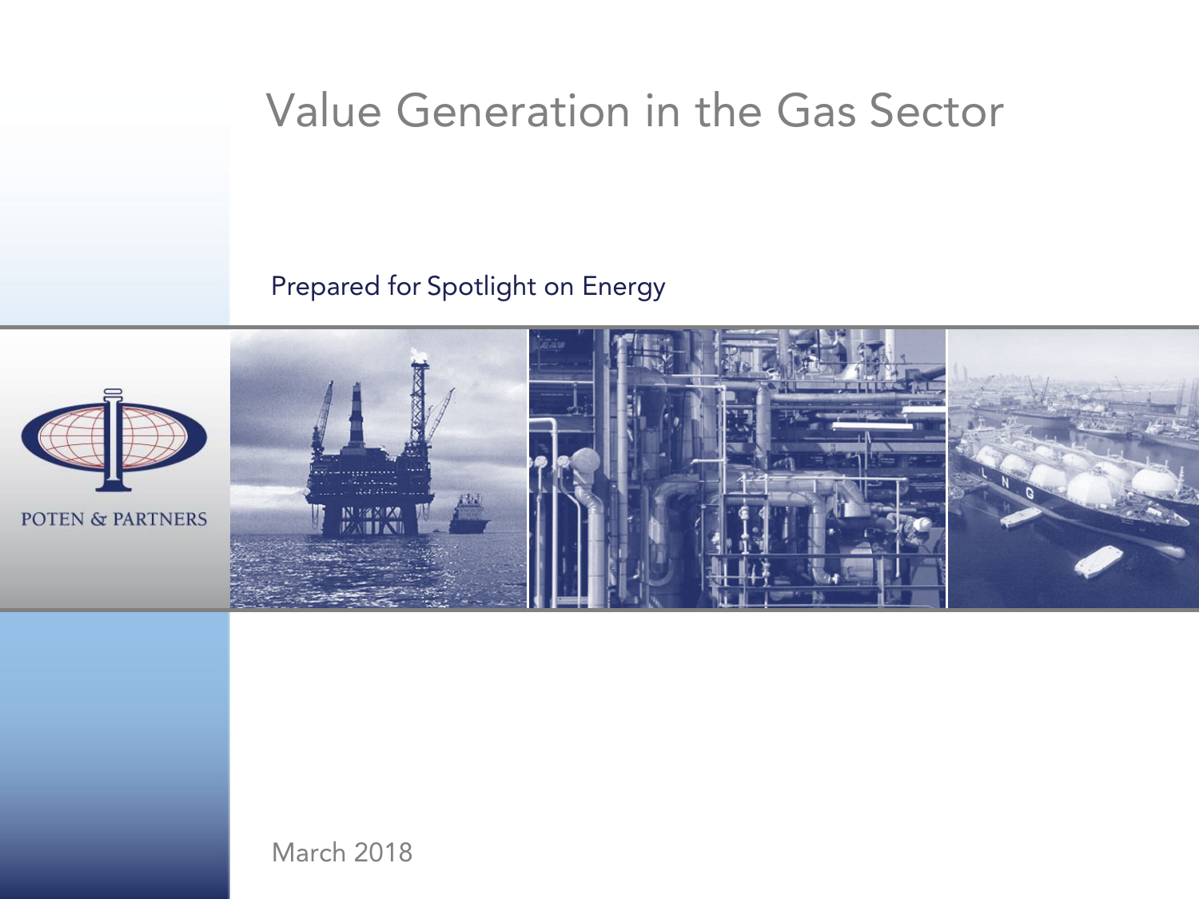# Value Generation in the Gas Sector

Prepared for Spotlight on Energy

POTEN & PARTNERS

March 2018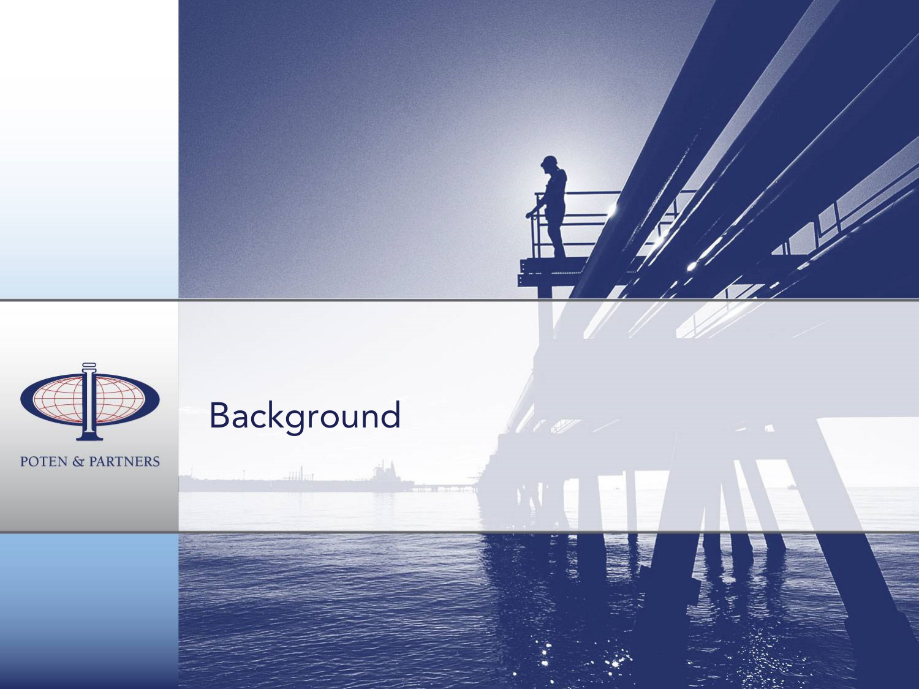POTEN & PARTNERS

# Background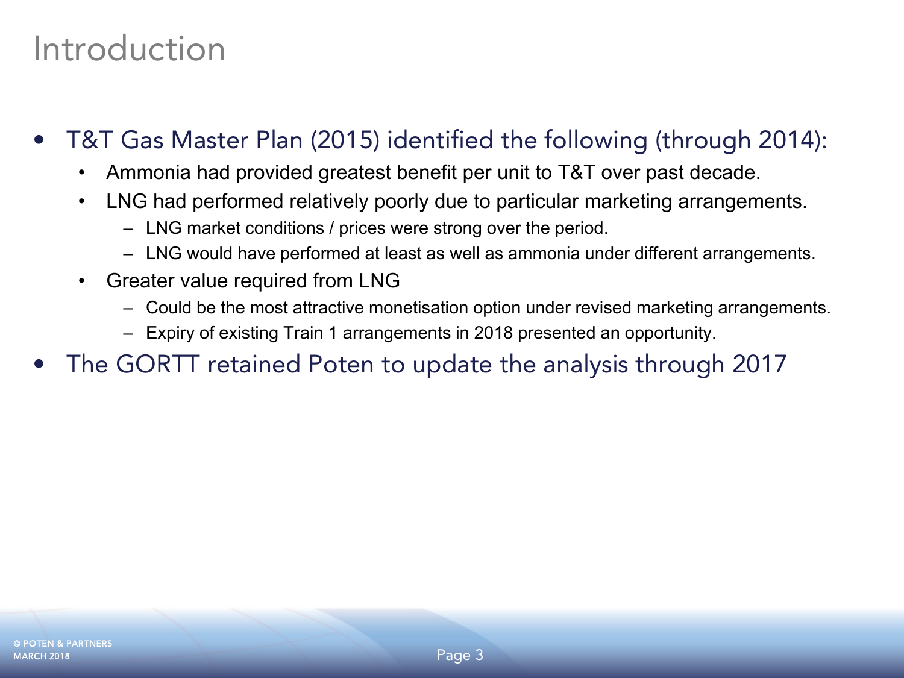# Introduction

- T&T Gas Master Plan (2015) identified the following (through 2014):
  - Ammonia had provided greatest benefit per unit to T&T over past decade.
  - LNG had performed relatively poorly due to particular marketing arrangements.
    - LNG market conditions / prices were strong over the period.
    - LNG would have performed at least as well as ammonia under different arrangements.
  - Greater value required from LNG
    - Could be the most attractive monetisation option under revised marketing arrangements.
    - Expiry of existing Train 1 arrangements in 2018 presented an opportunity.
- The GORTT retained Poten to update the analysis through 2017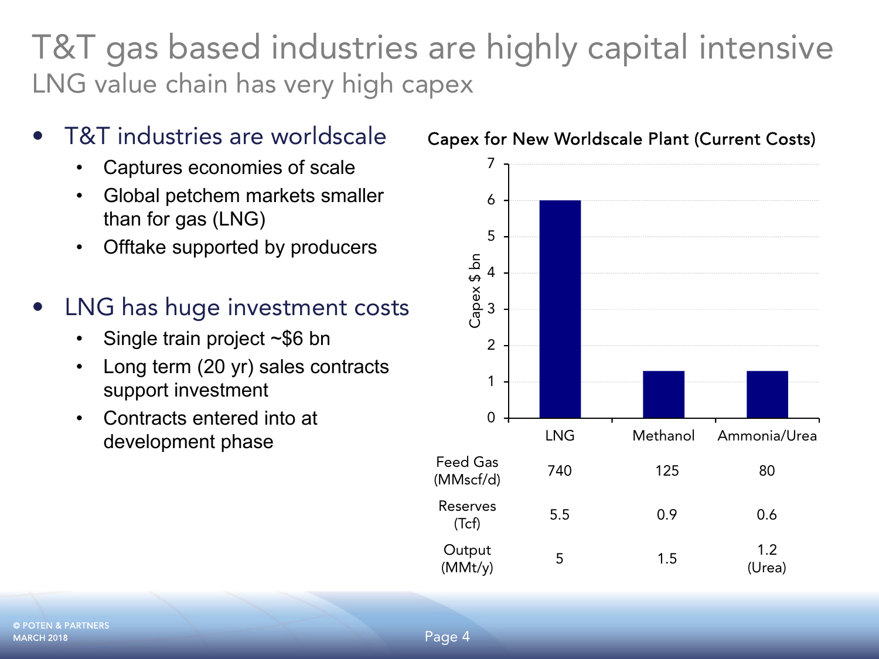# T&T gas based industries are highly capital intensive

## LNG value chain has very high capex

- T&T industries are worldscale
  - Captures economies of scale
  - Global petchem markets smaller than for gas (LNG)
  - Offtake supported by producers
- LNG has huge investment costs
  - Single train project ~$6 bn
  - Long term (20 yr) sales contracts support investment
  - Contracts entered into at development phase

**Capex for New Worldscale Plant (Current Costs)**

| | LNG | Methanol | Ammonia/Urea |
|---|---|---|---|
| Capex $ bn | 6 | 1.3 | 1.3 |
| Feed Gas (MMscf/d) | 740 | 125 | 80 |
| Reserves (Tcf) | 5.5 | 0.9 | 0.6 |
| Output (MMt/y) | 5 | 1.5 | 1.2 (Urea) |

© POTEN & PARTNERS
MARCH 2018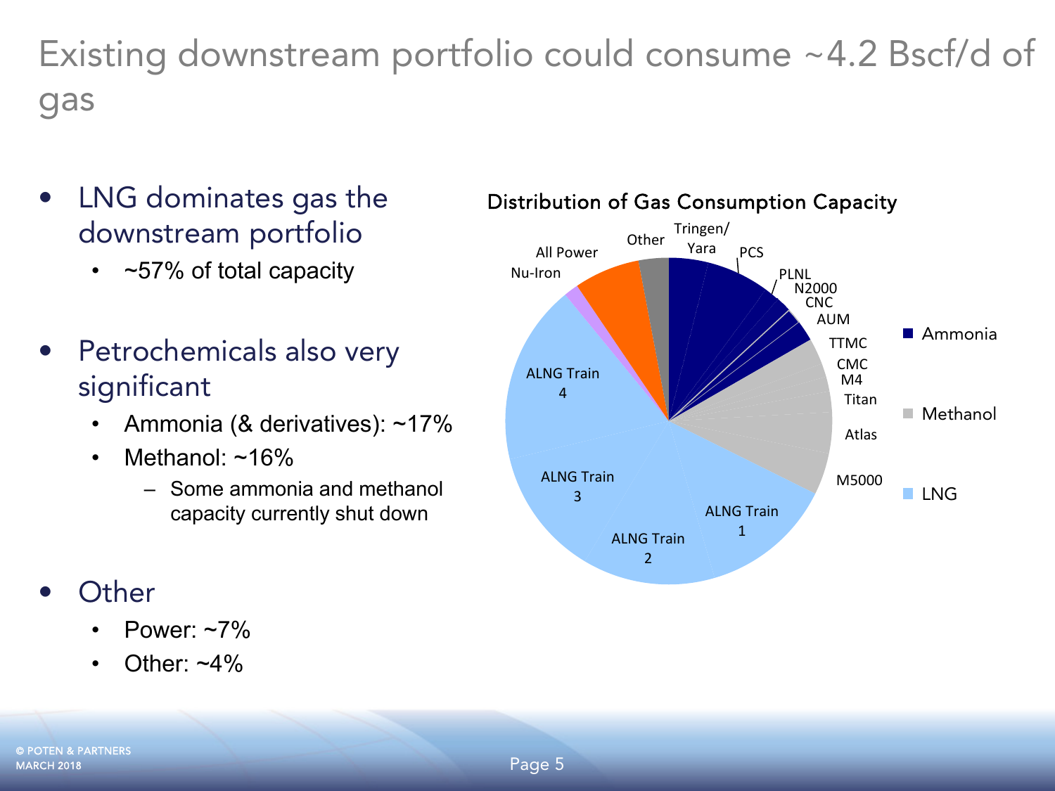# Existing downstream portfolio could consume ~4.2 Bscf/d of gas

- LNG dominates gas the downstream portfolio
  - ~57% of total capacity
- Petrochemicals also very significant
  - Ammonia (& derivatives): ~17%
  - Methanol: ~16%
    - Some ammonia and methanol capacity currently shut down
- Other
  - Power: ~7%
  - Other: ~4%

**Distribution of Gas Consumption Capacity**

Other, Tringen/Yara, PCS, PLNL, N2000, CNC, AUM, TTMC, CMC, M4, Titan, Atlas, M5000, ALNG Train 1, ALNG Train 2, ALNG Train 3, ALNG Train 4, Nu-Iron, All Power

Legend: Ammonia, Methanol, LNG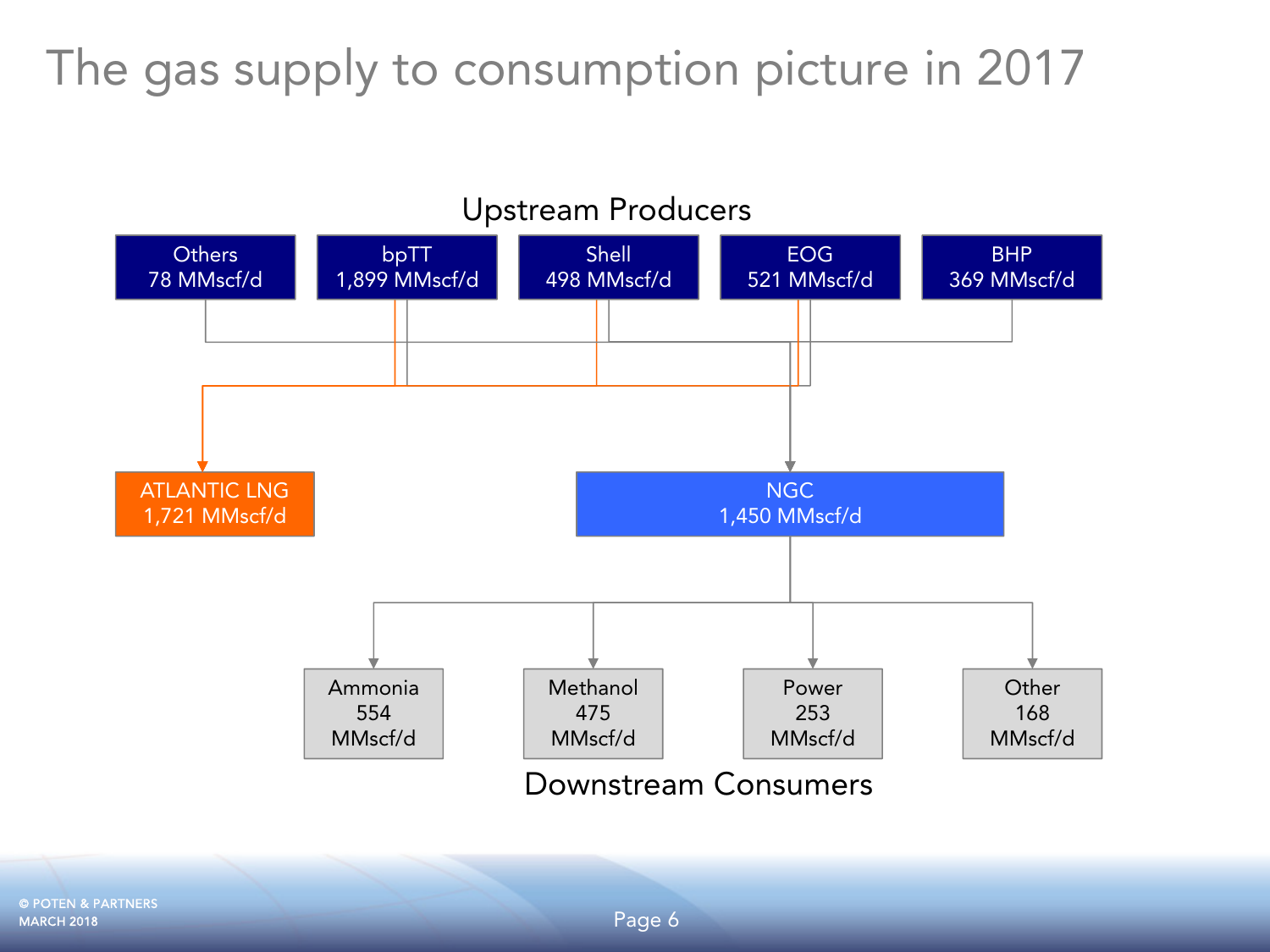# The gas supply to consumption picture in 2017

Upstream Producers

Others
78 MMscf/d

bpTT
1,899 MMscf/d

Shell
498 MMscf/d

EOG
521 MMscf/d

BHP
369 MMscf/d

ATLANTIC LNG
1,721 MMscf/d

NGC
1,450 MMscf/d

Ammonia
554
MMscf/d

Methanol
475
MMscf/d

Power
253
MMscf/d

Other
168
MMscf/d

Downstream Consumers

© POTEN & PARTNERS
MARCH 2018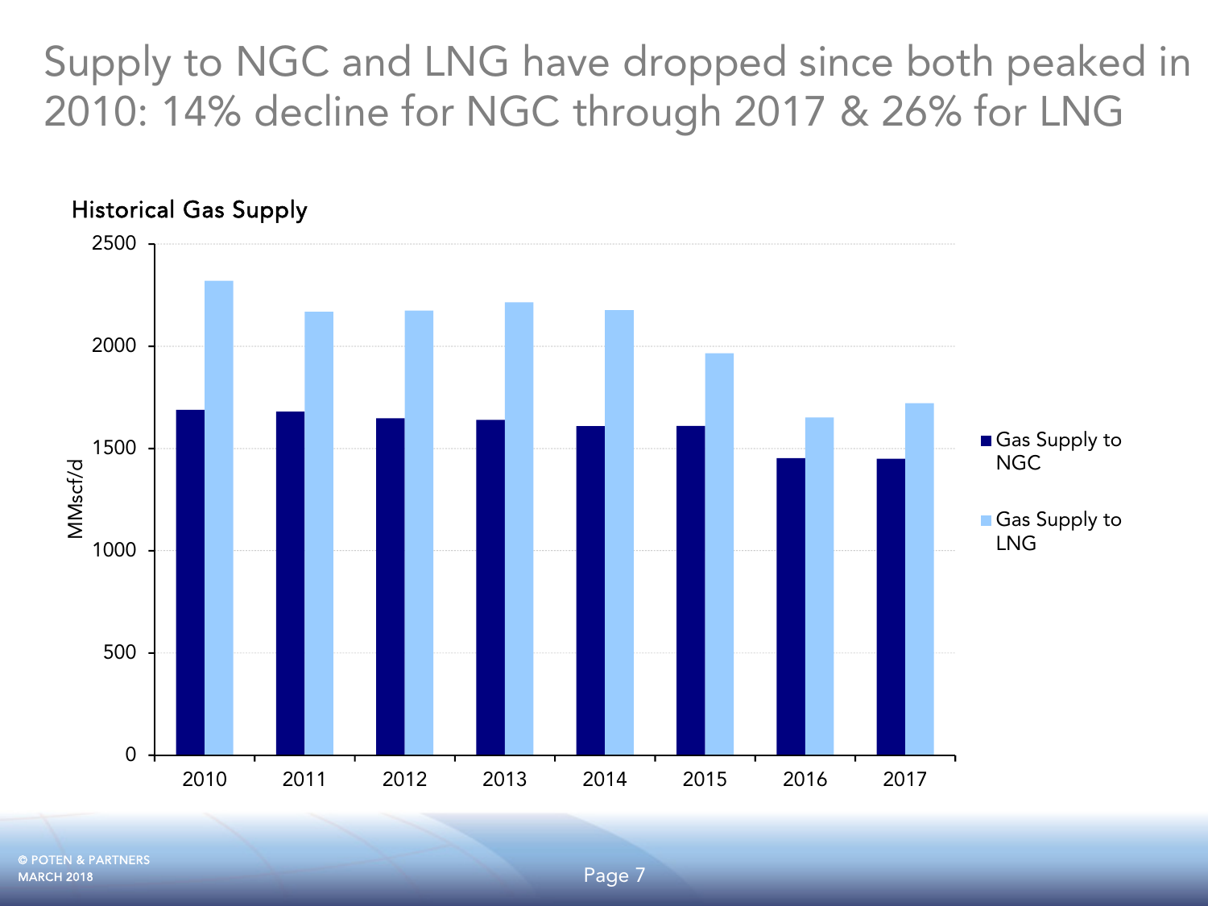# Supply to NGC and LNG have dropped since both peaked in 2010: 14% decline for NGC through 2017 & 26% for LNG

**Historical Gas Supply**

MMscf/d

| Year | Gas Supply to NGC | Gas Supply to LNG |
|---|---|---|
| 2010 | ~1690 | ~2320 |
| 2011 | ~1680 | ~2170 |
| 2012 | ~1650 | ~2175 |
| 2013 | ~1640 | ~2215 |
| 2014 | ~1610 | ~2175 |
| 2015 | ~1610 | ~1965 |
| 2016 | ~1450 | ~1650 |
| 2017 | ~1450 | ~1720 |

© POTEN & PARTNERS
MARCH 2018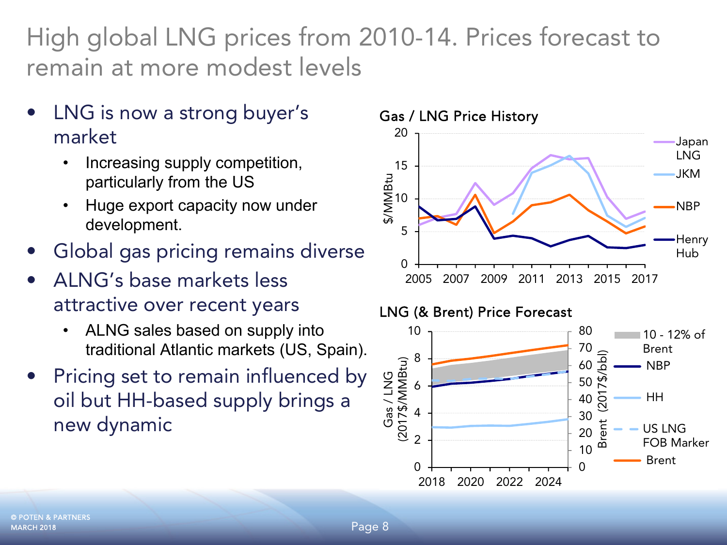# High global LNG prices from 2010-14. Prices forecast to remain at more modest levels

- LNG is now a strong buyer's market
  - Increasing supply competition, particularly from the US
  - Huge export capacity now under development.
- Global gas pricing remains diverse
- ALNG's base markets less attractive over recent years
  - ALNG sales based on supply into traditional Atlantic markets (US, Spain).
- Pricing set to remain influenced by oil but HH-based supply brings a new dynamic

**Gas / LNG Price History**

**LNG (& Brent) Price Forecast**

© POTEN & PARTNERS
MARCH 2018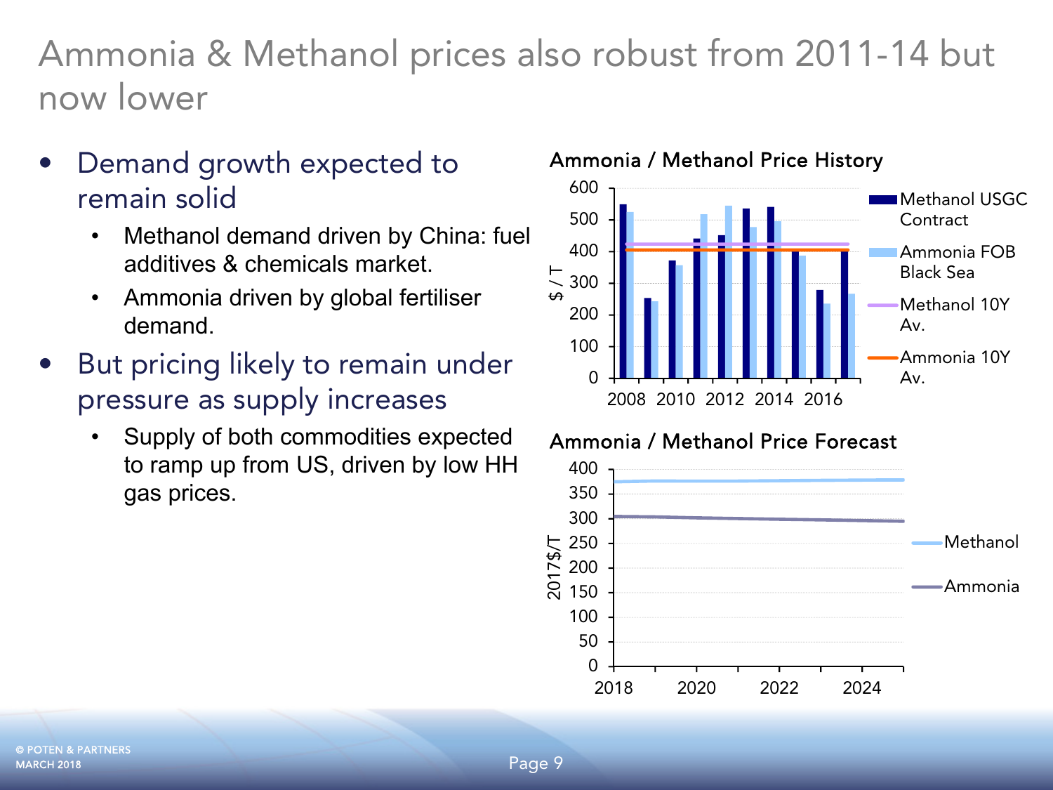# Ammonia & Methanol prices also robust from 2011-14 but now lower

- Demand growth expected to remain solid
  - Methanol demand driven by China: fuel additives & chemicals market.
  - Ammonia driven by global fertiliser demand.
- But pricing likely to remain under pressure as supply increases
  - Supply of both commodities expected to ramp up from US, driven by low HH gas prices.

**Ammonia / Methanol Price History**

**Ammonia / Methanol Price Forecast**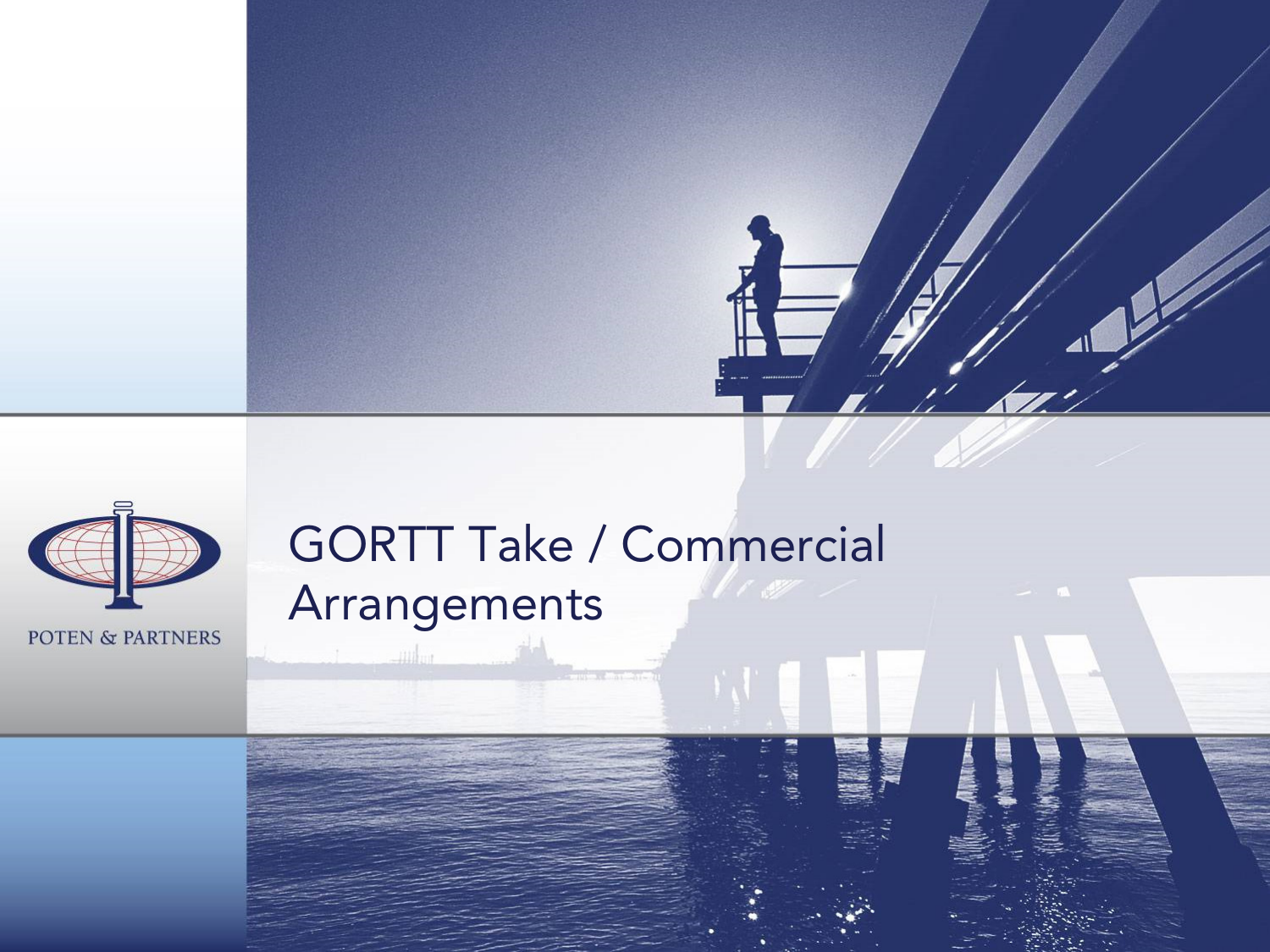# GORTT Take / Commercial Arrangements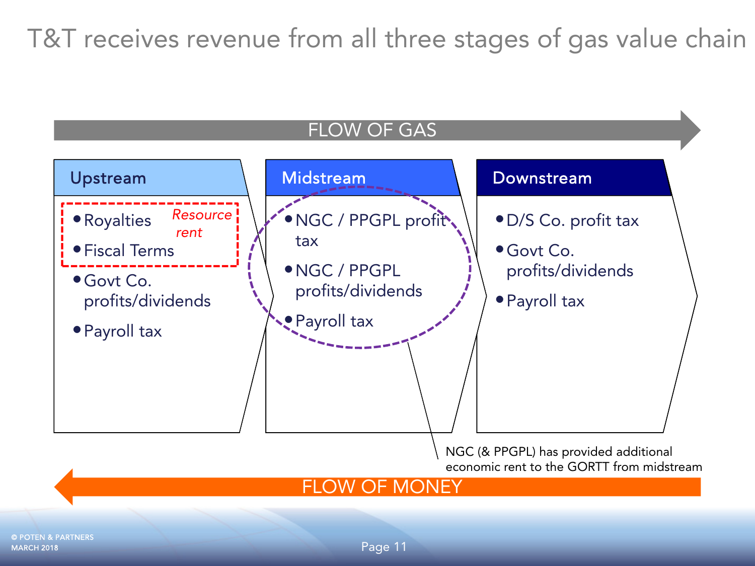# T&T receives revenue from all three stages of gas value chain

FLOW OF GAS

## Upstream

- Royalties
- Fiscal Terms

*Resource rent*

- Govt Co. profits/dividends
- Payroll tax

## Midstream

- NGC / PPGPL profit tax
- NGC / PPGPL profits/dividends
- Payroll tax

## Downstream

- D/S Co. profit tax
- Govt Co. profits/dividends
- Payroll tax

NGC (& PPGPL) has provided additional economic rent to the GORTT from midstream

FLOW OF MONEY

© POTEN & PARTNERS
MARCH 2018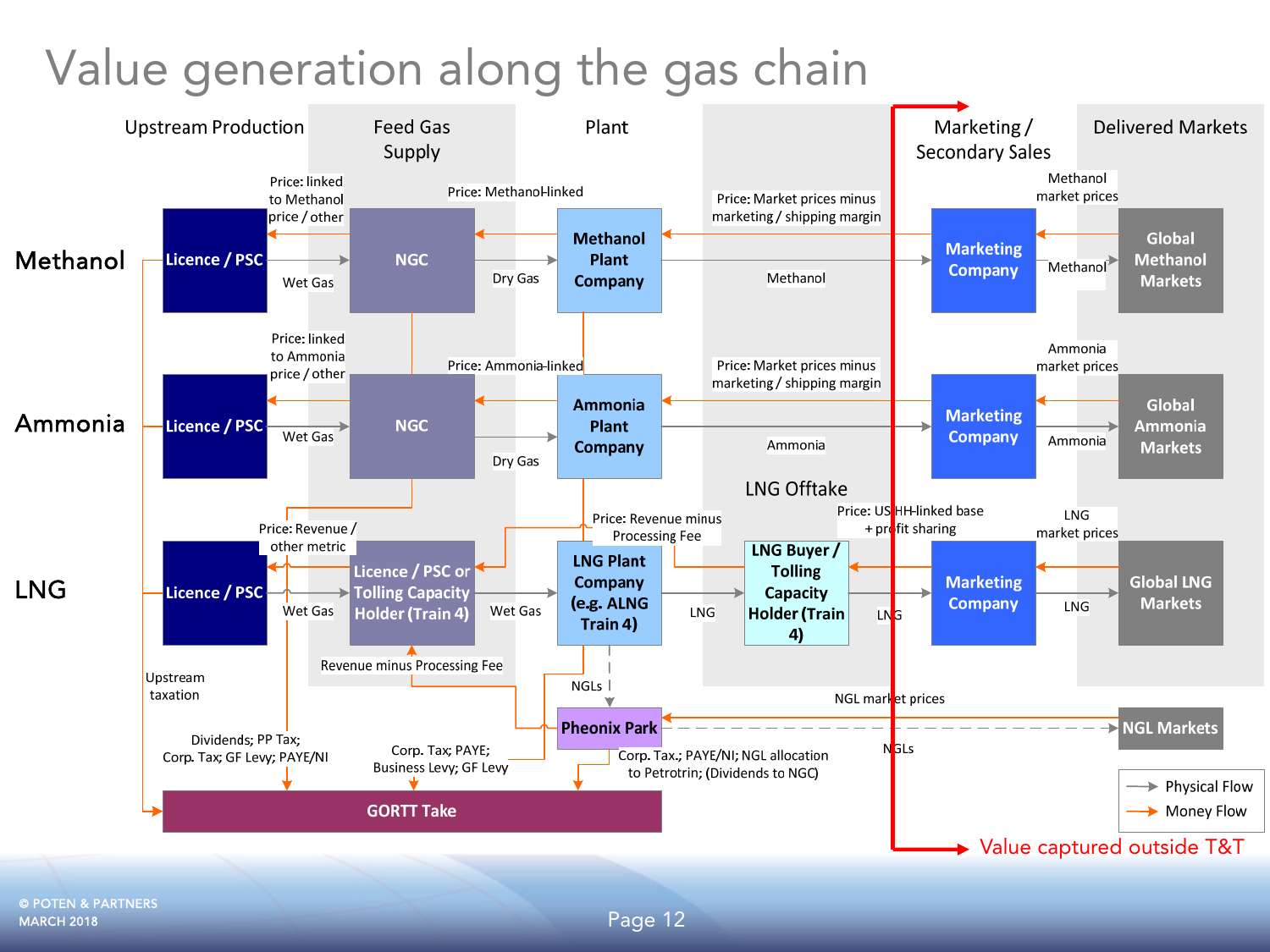# Value generation along the gas chain

Upstream Production | Feed Gas Supply | Plant | Marketing / Secondary Sales | Delivered Markets

**Methanol**

**Licence / PSC** → Wet Gas → **NGC** → Dry Gas → **Methanol Plant Company** → Methanol → **Marketing Company** → Methanol → **Global Methanol Markets**

Price: linked to Methanol price / other

Price: Methanol-linked

Price: Market prices minus marketing / shipping margin

Methanol market prices

**Ammonia**

**Licence / PSC** → Wet Gas → **NGC** → Dry Gas → **Ammonia Plant Company** → Ammonia → **Marketing Company** → Ammonia → **Global Ammonia Markets**

Price: linked to Ammonia price / other

Price: Ammonia-linked

Price: Market prices minus marketing / shipping margin

Ammonia market prices

**LNG**

LNG Offtake

**Licence / PSC** → Wet Gas → **Licence / PSC or Tolling Capacity Holder (Train 4)** → Wet Gas → **LNG Plant Company (e.g. ALNG Train 4)** → LNG → **LNG Buyer / Tolling Capacity Holder (Train 4)** → LNG → **Marketing Company** → LNG → **Global LNG Markets**

Price: Revenue / other metric

Price: Revenue minus Processing Fee

Price: US HH-linked base + profit sharing

LNG market prices

Revenue minus Processing Fee

NGLs → **Pheonix Park** → NGLs → **NGL Markets**

NGL market prices

Upstream taxation

Dividends; PP Tax; Corp. Tax; GF Levy; PAYE/NI

Corp. Tax; PAYE; Business Levy; GF Levy

Corp. Tax.; PAYE/NI; NGL allocation to Petrotrin; (Dividends to NGC)

**GORTT Take**

Physical Flow

Money Flow

Value captured outside T&T

© POTEN & PARTNERS
MARCH 2018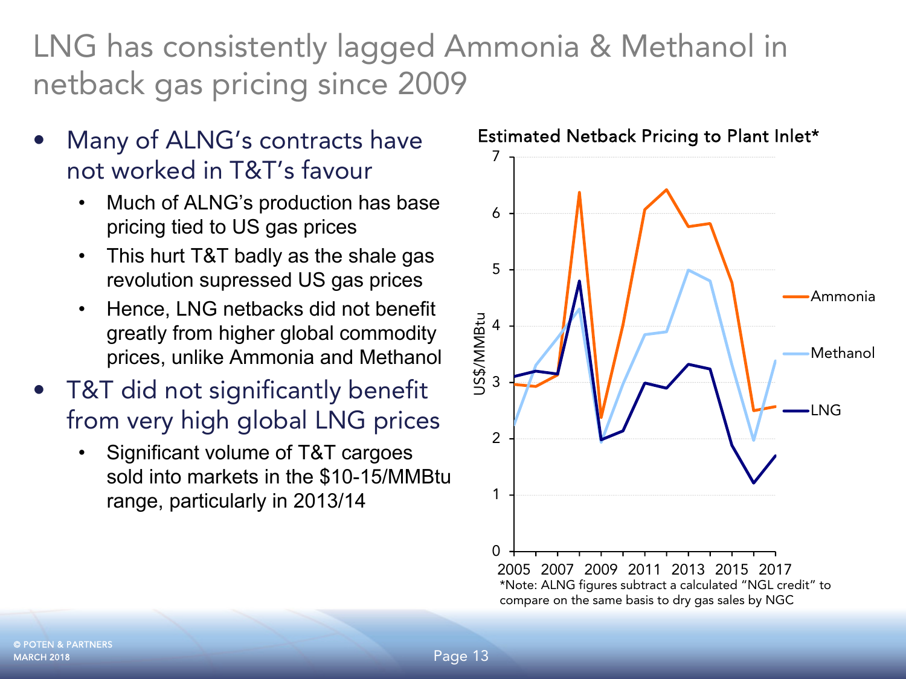# LNG has consistently lagged Ammonia & Methanol in netback gas pricing since 2009

- Many of ALNG's contracts have not worked in T&T's favour
  - Much of ALNG's production has base pricing tied to US gas prices
  - This hurt T&T badly as the shale gas revolution supressed US gas prices
  - Hence, LNG netbacks did not benefit greatly from higher global commodity prices, unlike Ammonia and Methanol
- T&T did not significantly benefit from very high global LNG prices
  - Significant volume of T&T cargoes sold into markets in the $10-15/MMBtu range, particularly in 2013/14

**Estimated Netback Pricing to Plant Inlet***

*Note: ALNG figures subtract a calculated "NGL credit" to compare on the same basis to dry gas sales by NGC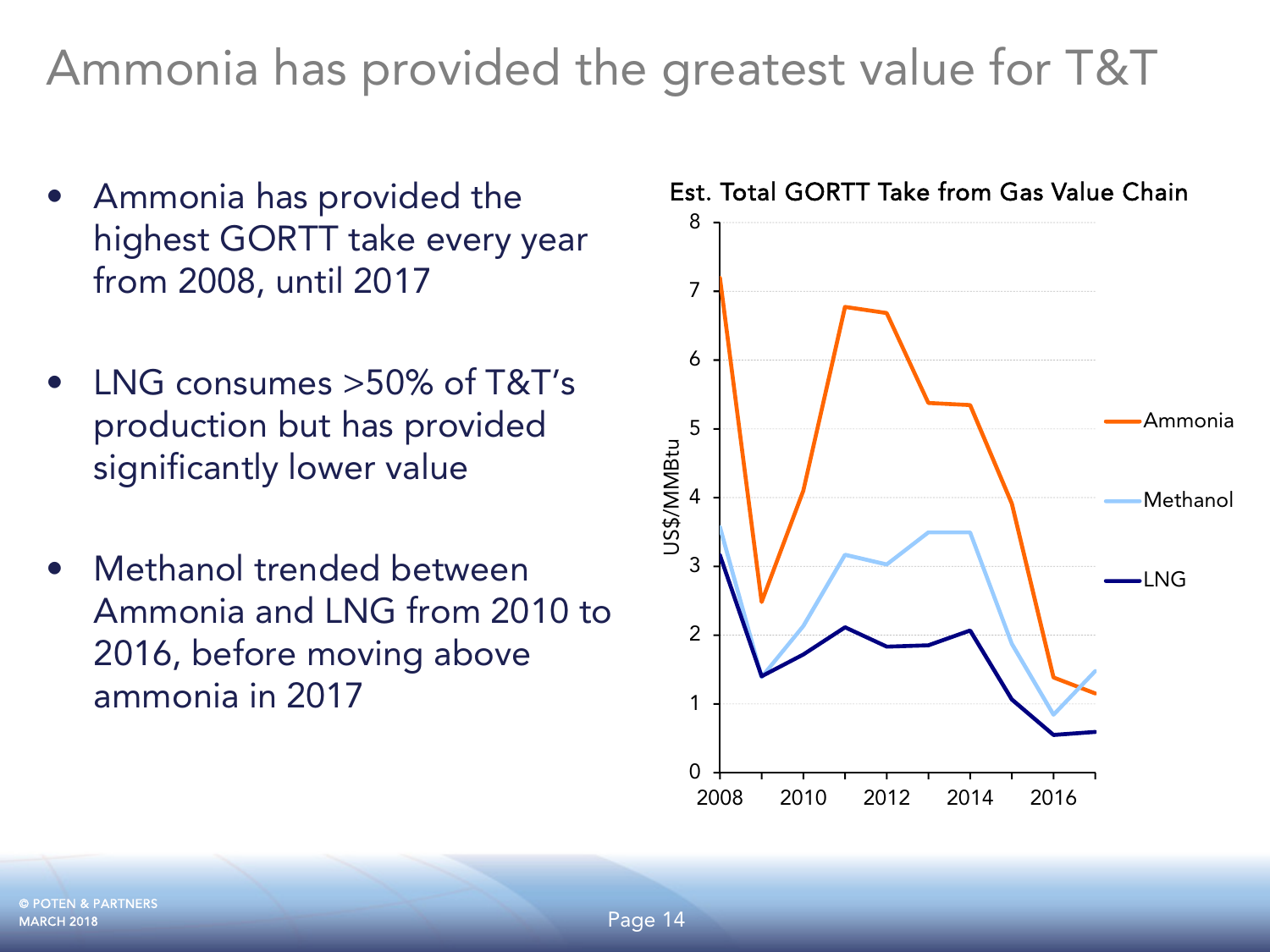# Ammonia has provided the greatest value for T&T

- Ammonia has provided the highest GORTT take every year from 2008, until 2017
- LNG consumes >50% of T&T's production but has provided significantly lower value
- Methanol trended between Ammonia and LNG from 2010 to 2016, before moving above ammonia in 2017

Est. Total GORTT Take from Gas Value Chain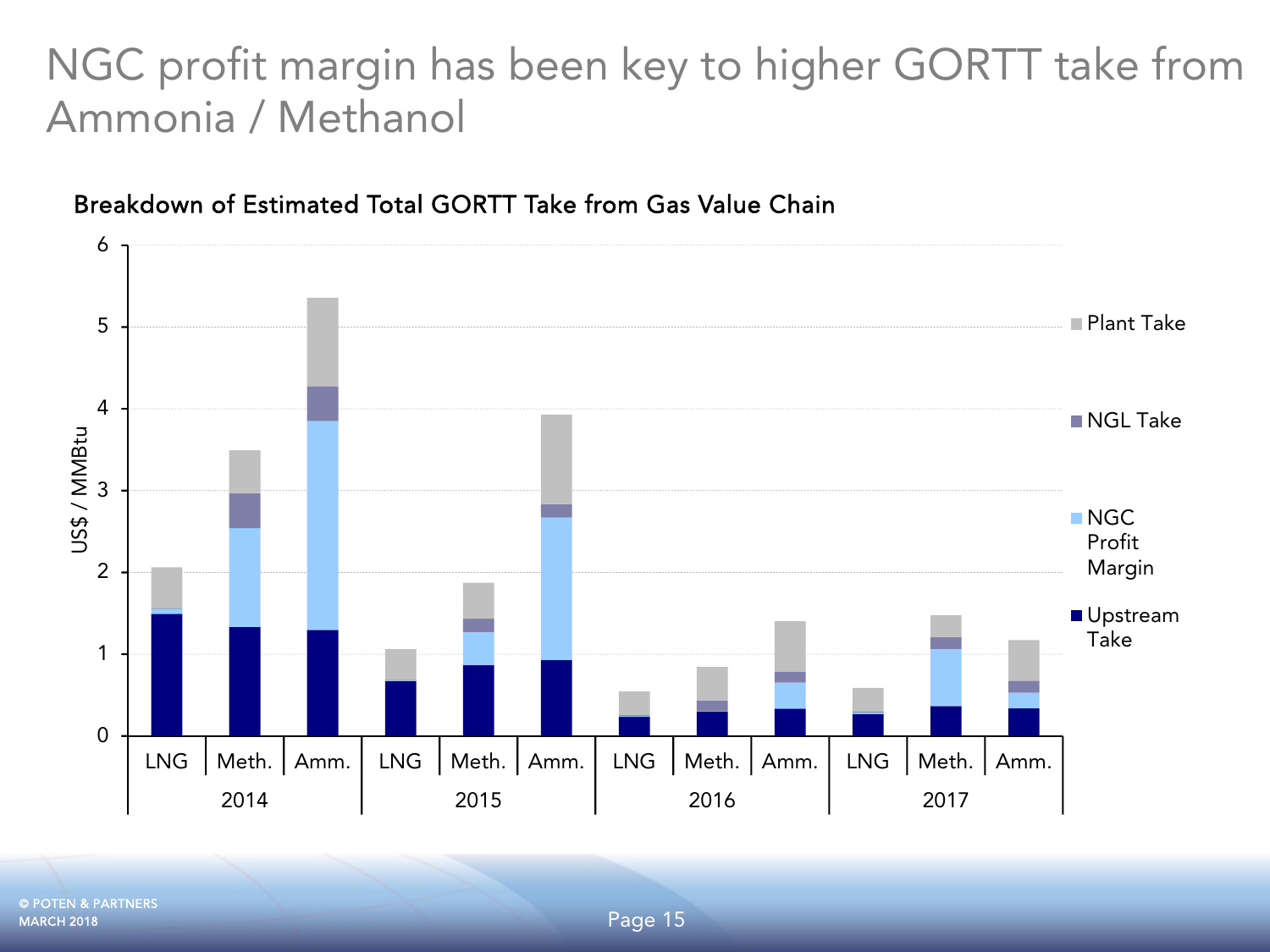# NGC profit margin has been key to higher GORTT take from Ammonia / Methanol

**Breakdown of Estimated Total GORTT Take from Gas Value Chain**

Legend: Plant Take; NGL Take; NGC Profit Margin; Upstream Take

Y-axis: US$ / MMBtu (0–6)

X-axis categories: LNG, Meth., Amm. for each of 2014, 2015, 2016, 2017

© POTEN & PARTNERS
MARCH 2018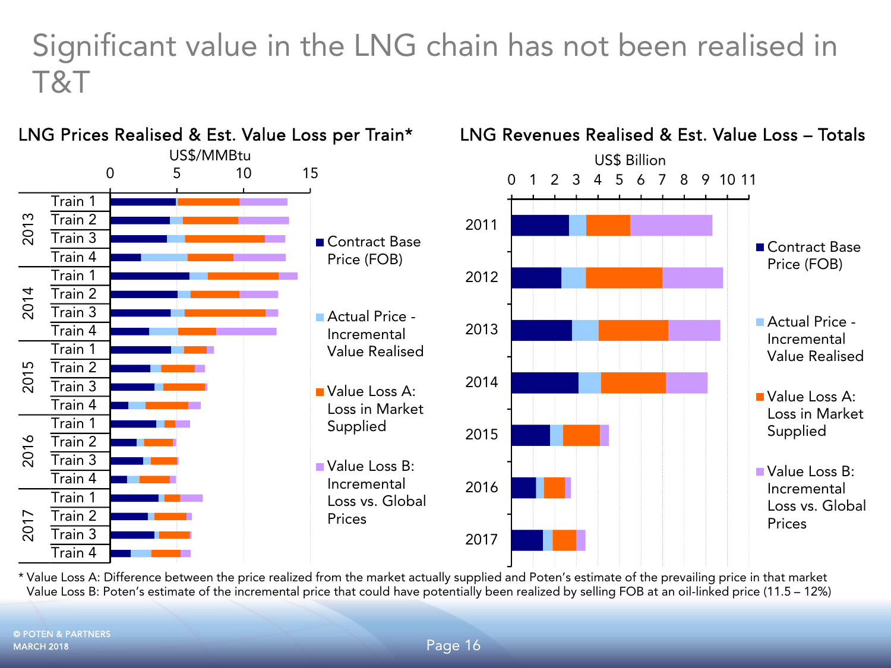# Significant value in the LNG chain has not been realised in T&T

## LNG Prices Realised & Est. Value Loss per Train*

US$/MMBtu

0 5 10 15

| Year | Train |
|---|---|
| 2013 | Train 1 |
| | Train 2 |
| | Train 3 |
| | Train 4 |
| 2014 | Train 1 |
| | Train 2 |
| | Train 3 |
| | Train 4 |
| 2015 | Train 1 |
| | Train 2 |
| | Train 3 |
| | Train 4 |
| 2016 | Train 1 |
| | Train 2 |
| | Train 3 |
| | Train 4 |
| 2017 | Train 1 |
| | Train 2 |
| | Train 3 |
| | Train 4 |

- Contract Base Price (FOB)
- Actual Price - Incremental Value Realised
- Value Loss A: Loss in Market Supplied
- Value Loss B: Incremental Loss vs. Global Prices

## LNG Revenues Realised & Est. Value Loss – Totals

US$ Billion

0 1 2 3 4 5 6 7 8 9 10 11

2011, 2012, 2013, 2014, 2015, 2016, 2017

- Contract Base Price (FOB)
- Actual Price - Incremental Value Realised
- Value Loss A: Loss in Market Supplied
- Value Loss B: Incremental Loss vs. Global Prices

\* Value Loss A: Difference between the price realized from the market actually supplied and Poten's estimate of the prevailing price in that market
Value Loss B: Poten's estimate of the incremental price that could have potentially been realized by selling FOB at an oil-linked price (11.5 – 12%)

© POTEN & PARTNERS
MARCH 2018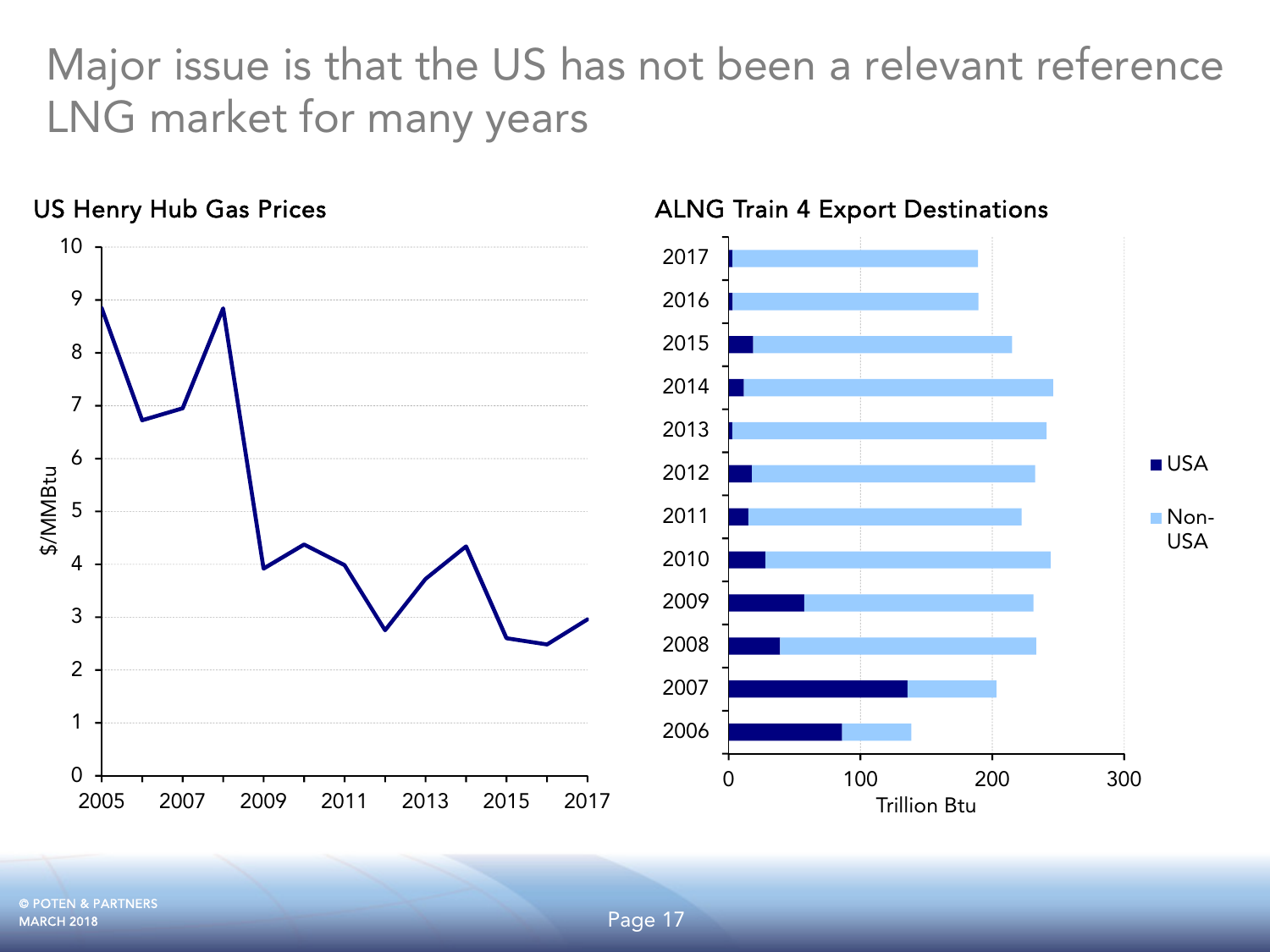# Major issue is that the US has not been a relevant reference LNG market for many years

## US Henry Hub Gas Prices

## ALNG Train 4 Export Destinations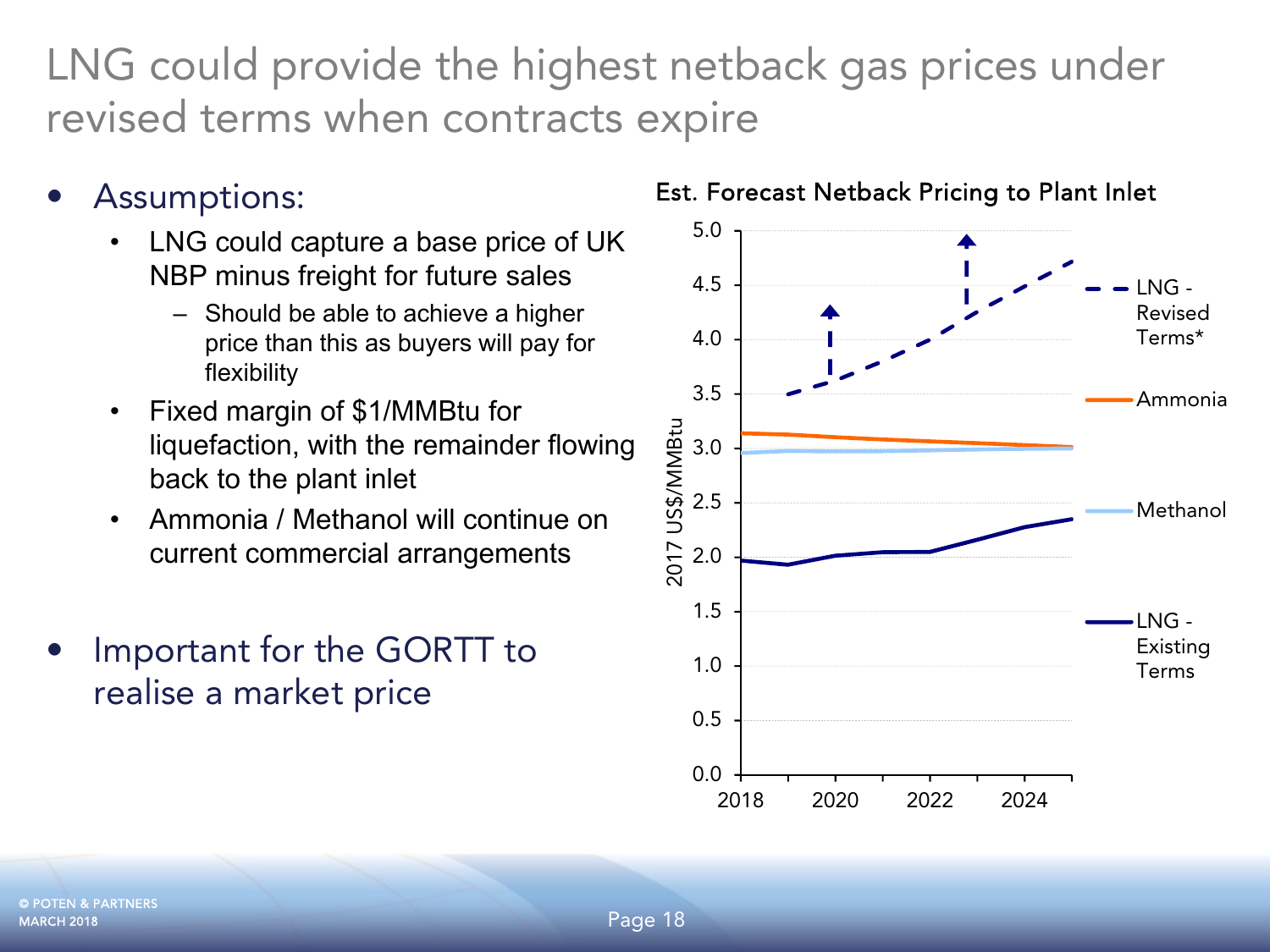# LNG could provide the highest netback gas prices under revised terms when contracts expire

- Assumptions:
  - LNG could capture a base price of UK NBP minus freight for future sales
    - Should be able to achieve a higher price than this as buyers will pay for flexibility
  - Fixed margin of $1/MMBtu for liquefaction, with the remainder flowing back to the plant inlet
  - Ammonia / Methanol will continue on current commercial arrangements

- Important for the GORTT to realise a market price

**Est. Forecast Netback Pricing to Plant Inlet**

Y-axis: 2017 US$/MMBtu (0.0 – 5.0); X-axis: 2018 – 2024

Legend: LNG - Revised Terms*; Ammonia; Methanol; LNG - Existing Terms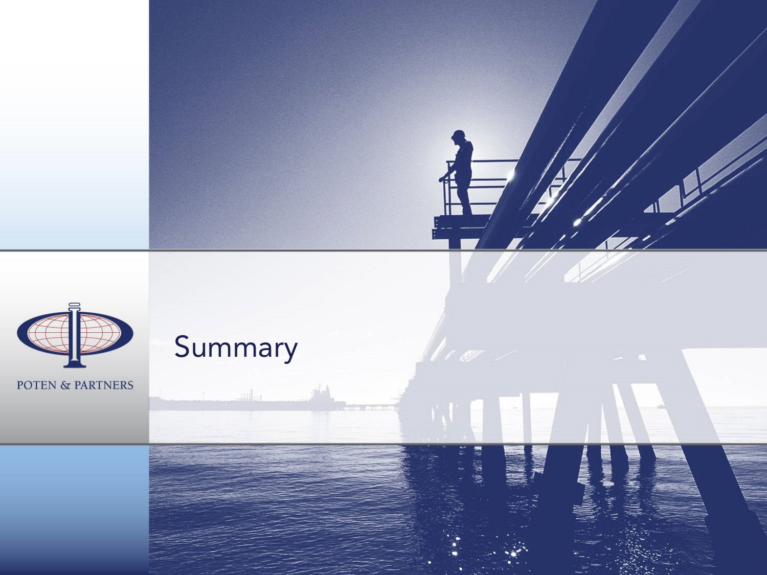# Summary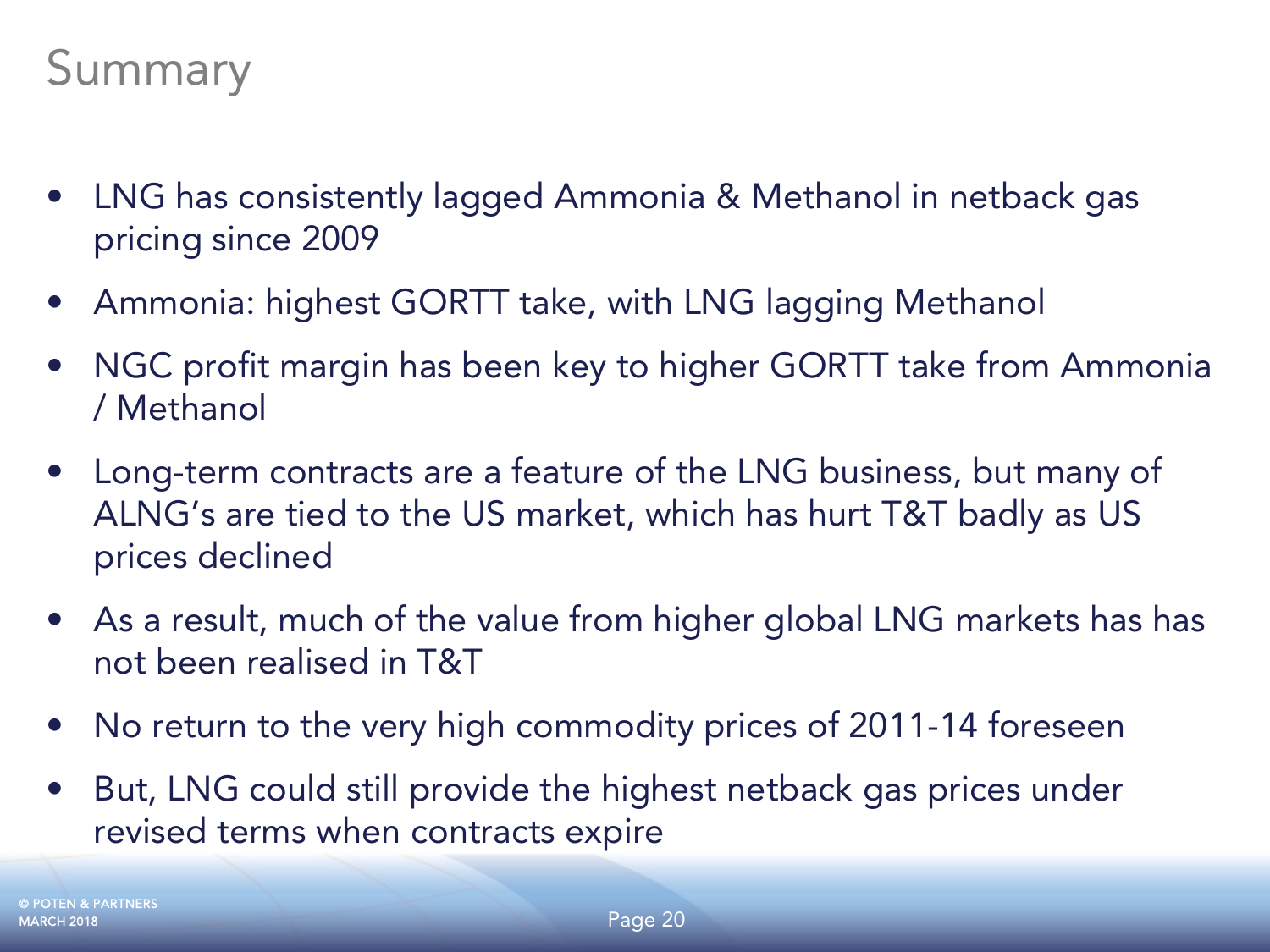# Summary

- LNG has consistently lagged Ammonia & Methanol in netback gas pricing since 2009
- Ammonia: highest GORTT take, with LNG lagging Methanol
- NGC profit margin has been key to higher GORTT take from Ammonia / Methanol
- Long-term contracts are a feature of the LNG business, but many of ALNG's are tied to the US market, which has hurt T&T badly as US prices declined
- As a result, much of the value from higher global LNG markets has has not been realised in T&T
- No return to the very high commodity prices of 2011-14 foreseen
- But, LNG could still provide the highest netback gas prices under revised terms when contracts expire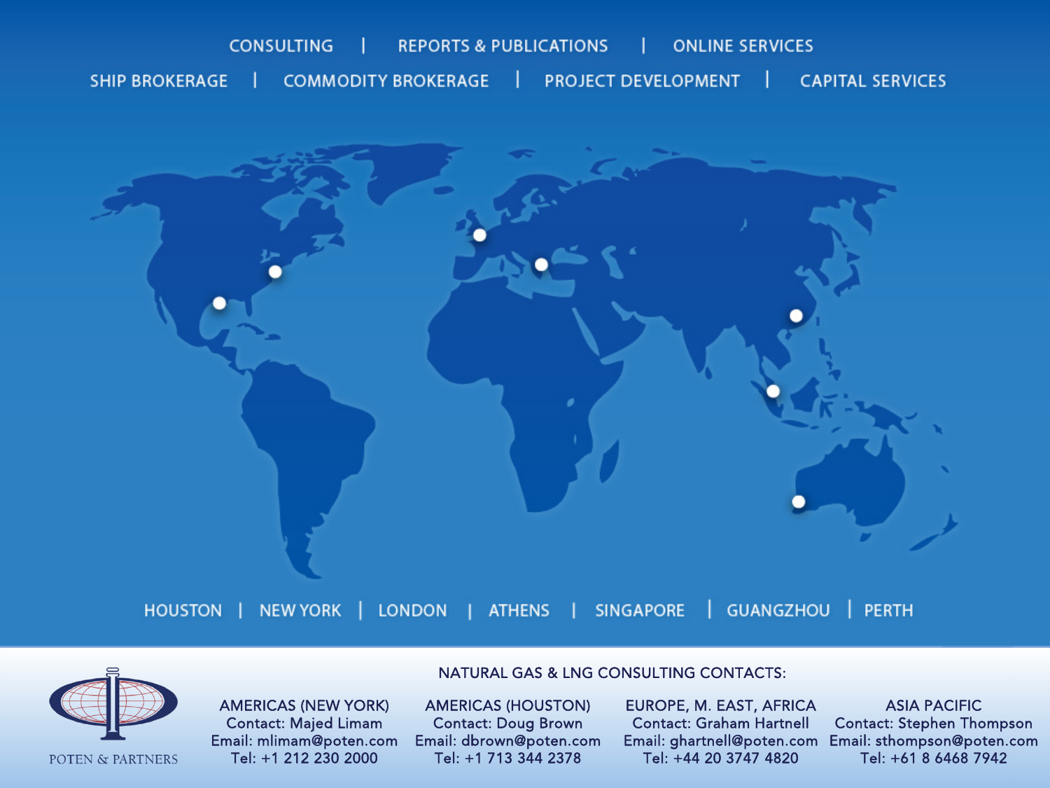CONSULTING | REPORTS & PUBLICATIONS | ONLINE SERVICES

SHIP BROKERAGE | COMMODITY BROKERAGE | PROJECT DEVELOPMENT | CAPITAL SERVICES

HOUSTON | NEW YORK | LONDON | ATHENS | SINGAPORE | GUANGZHOU | PERTH

POTEN & PARTNERS

NATURAL GAS & LNG CONSULTING CONTACTS:

| AMERICAS (NEW YORK) | AMERICAS (HOUSTON) | EUROPE, M. EAST, AFRICA | ASIA PACIFIC |
| --- | --- | --- | --- |
| Contact: Majed Limam | Contact: Doug Brown | Contact: Graham Hartnell | Contact: Stephen Thompson |
| Email: mlimam@poten.com | Email: dbrown@poten.com | Email: ghartnell@poten.com | Email: sthompson@poten.com |
| Tel: +1 212 230 2000 | Tel: +1 713 344 2378 | Tel: +44 20 3747 4820 | Tel: +61 8 6468 7942 |